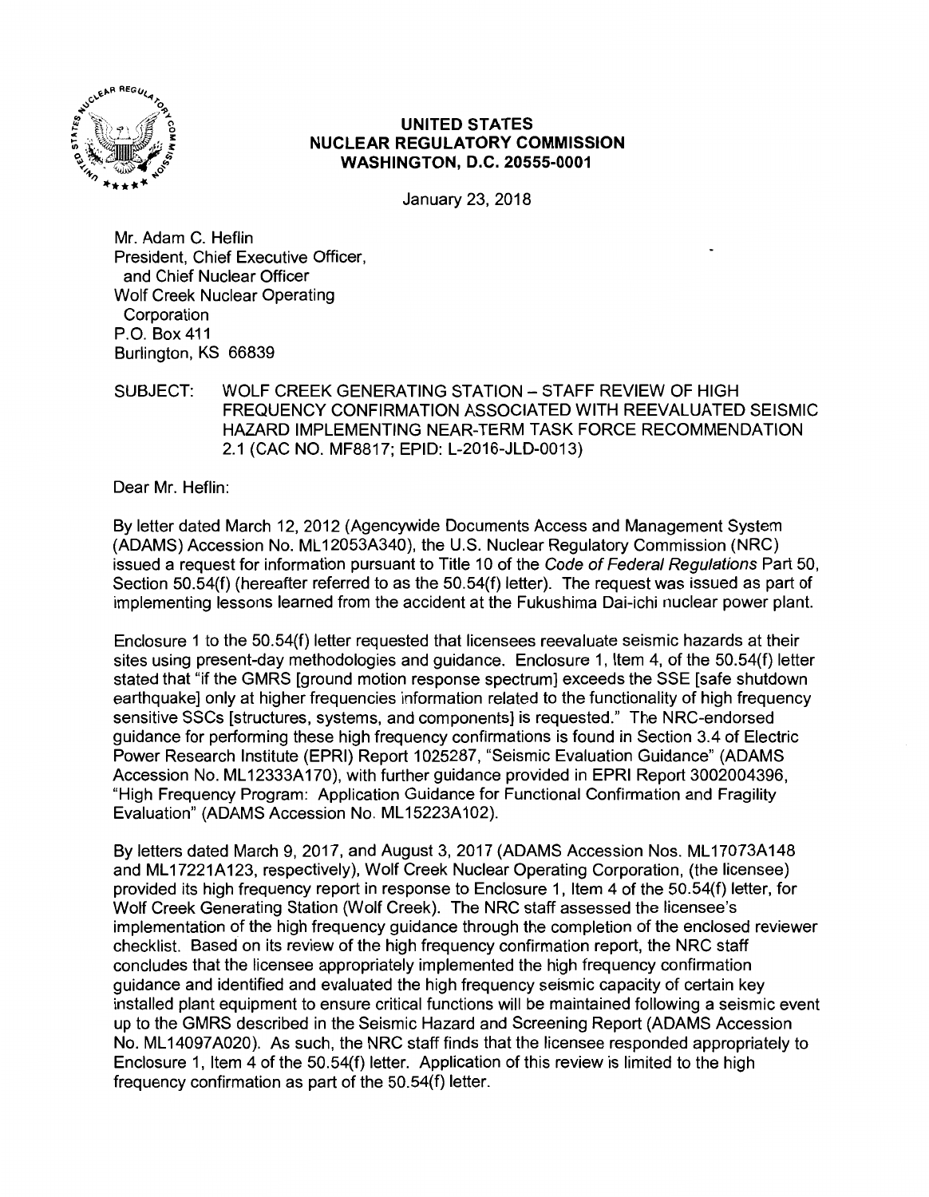**UNITED STATES**
**NUCLEAR REGULATORY COMMISSION**
**WASHINGTON, D.C. 20555-0001**

January 23, 2018

Mr. Adam C. Heflin
President, Chief Executive Officer,
and Chief Nuclear Officer
Wolf Creek Nuclear Operating
Corporation
P.O. Box 411
Burlington, KS 66839

SUBJECT: WOLF CREEK GENERATING STATION – STAFF REVIEW OF HIGH FREQUENCY CONFIRMATION ASSOCIATED WITH REEVALUATED SEISMIC HAZARD IMPLEMENTING NEAR-TERM TASK FORCE RECOMMENDATION 2.1 (CAC NO. MF8817; EPID: L-2016-JLD-0013)

Dear Mr. Heflin:

By letter dated March 12, 2012 (Agencywide Documents Access and Management System (ADAMS) Accession No. ML12053A340), the U.S. Nuclear Regulatory Commission (NRC) issued a request for information pursuant to Title 10 of the *Code of Federal Regulations* Part 50, Section 50.54(f) (hereafter referred to as the 50.54(f) letter). The request was issued as part of implementing lessons learned from the accident at the Fukushima Dai-ichi nuclear power plant.

Enclosure 1 to the 50.54(f) letter requested that licensees reevaluate seismic hazards at their sites using present-day methodologies and guidance. Enclosure 1, Item 4, of the 50.54(f) letter stated that "if the GMRS [ground motion response spectrum] exceeds the SSE [safe shutdown earthquake] only at higher frequencies information related to the functionality of high frequency sensitive SSCs [structures, systems, and components] is requested." The NRC-endorsed guidance for performing these high frequency confirmations is found in Section 3.4 of Electric Power Research Institute (EPRI) Report 1025287, "Seismic Evaluation Guidance" (ADAMS Accession No. ML12333A170), with further guidance provided in EPRI Report 3002004396, "High Frequency Program: Application Guidance for Functional Confirmation and Fragility Evaluation" (ADAMS Accession No. ML15223A102).

By letters dated March 9, 2017, and August 3, 2017 (ADAMS Accession Nos. ML17073A148 and ML17221A123, respectively), Wolf Creek Nuclear Operating Corporation, (the licensee) provided its high frequency report in response to Enclosure 1, Item 4 of the 50.54(f) letter, for Wolf Creek Generating Station (Wolf Creek). The NRC staff assessed the licensee's implementation of the high frequency guidance through the completion of the enclosed reviewer checklist. Based on its review of the high frequency confirmation report, the NRC staff concludes that the licensee appropriately implemented the high frequency confirmation guidance and identified and evaluated the high frequency seismic capacity of certain key installed plant equipment to ensure critical functions will be maintained following a seismic event up to the GMRS described in the Seismic Hazard and Screening Report (ADAMS Accession No. ML14097A020). As such, the NRC staff finds that the licensee responded appropriately to Enclosure 1, Item 4 of the 50.54(f) letter. Application of this review is limited to the high frequency confirmation as part of the 50.54(f) letter.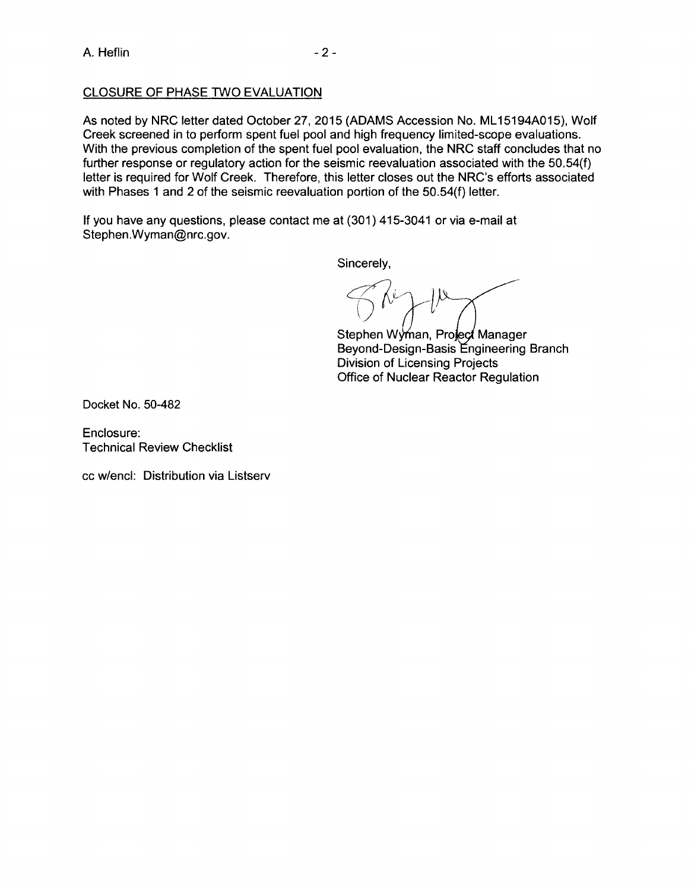CLOSURE OF PHASE TWO EVALUATION

As noted by NRC letter dated October 27, 2015 (ADAMS Accession No. ML15194A015), Wolf Creek screened in to perform spent fuel pool and high frequency limited-scope evaluations. With the previous completion of the spent fuel pool evaluation, the NRC staff concludes that no further response or regulatory action for the seismic reevaluation associated with the 50.54(f) letter is required for Wolf Creek. Therefore, this letter closes out the NRC's efforts associated with Phases 1 and 2 of the seismic reevaluation portion of the 50.54(f) letter.

If you have any questions, please contact me at (301) 415-3041 or via e-mail at Stephen.Wyman@nrc.gov.

Sincerely,

Stephen Wyman, Project Manager
Beyond-Design-Basis Engineering Branch
Division of Licensing Projects
Office of Nuclear Reactor Regulation

Docket No. 50-482

Enclosure:
Technical Review Checklist

cc w/encl: Distribution via Listserv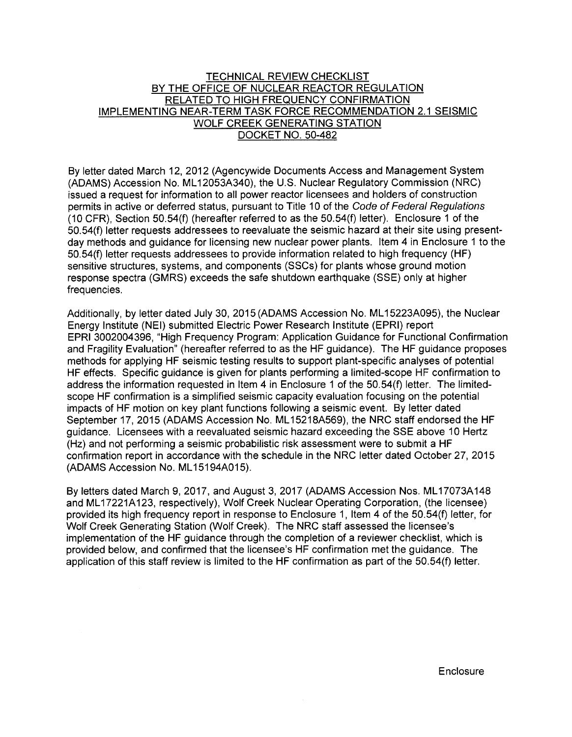# TECHNICAL REVIEW CHECKLIST BY THE OFFICE OF NUCLEAR REACTOR REGULATION RELATED TO HIGH FREQUENCY CONFIRMATION IMPLEMENTING NEAR-TERM TASK FORCE RECOMMENDATION 2.1 SEISMIC WOLF CREEK GENERATING STATION DOCKET NO. 50-482

By letter dated March 12, 2012 (Agencywide Documents Access and Management System (ADAMS) Accession No. ML12053A340), the U.S. Nuclear Regulatory Commission (NRC) issued a request for information to all power reactor licensees and holders of construction permits in active or deferred status, pursuant to Title 10 of the *Code of Federal Regulations* (10 CFR), Section 50.54(f) (hereafter referred to as the 50.54(f) letter). Enclosure 1 of the 50.54(f) letter requests addressees to reevaluate the seismic hazard at their site using present-day methods and guidance for licensing new nuclear power plants. Item 4 in Enclosure 1 to the 50.54(f) letter requests addressees to provide information related to high frequency (HF) sensitive structures, systems, and components (SSCs) for plants whose ground motion response spectra (GMRS) exceeds the safe shutdown earthquake (SSE) only at higher frequencies.

Additionally, by letter dated July 30, 2015 (ADAMS Accession No. ML15223A095), the Nuclear Energy Institute (NEI) submitted Electric Power Research Institute (EPRI) report EPRI 3002004396, "High Frequency Program: Application Guidance for Functional Confirmation and Fragility Evaluation" (hereafter referred to as the HF guidance). The HF guidance proposes methods for applying HF seismic testing results to support plant-specific analyses of potential HF effects. Specific guidance is given for plants performing a limited-scope HF confirmation to address the information requested in Item 4 in Enclosure 1 of the 50.54(f) letter. The limited-scope HF confirmation is a simplified seismic capacity evaluation focusing on the potential impacts of HF motion on key plant functions following a seismic event. By letter dated September 17, 2015 (ADAMS Accession No. ML15218A569), the NRC staff endorsed the HF guidance. Licensees with a reevaluated seismic hazard exceeding the SSE above 10 Hertz (Hz) and not performing a seismic probabilistic risk assessment were to submit a HF confirmation report in accordance with the schedule in the NRC letter dated October 27, 2015 (ADAMS Accession No. ML15194A015).

By letters dated March 9, 2017, and August 3, 2017 (ADAMS Accession Nos. ML17073A148 and ML17221A123, respectively), Wolf Creek Nuclear Operating Corporation, (the licensee) provided its high frequency report in response to Enclosure 1, Item 4 of the 50.54(f) letter, for Wolf Creek Generating Station (Wolf Creek). The NRC staff assessed the licensee's implementation of the HF guidance through the completion of a reviewer checklist, which is provided below, and confirmed that the licensee's HF confirmation met the guidance. The application of this staff review is limited to the HF confirmation as part of the 50.54(f) letter.

Enclosure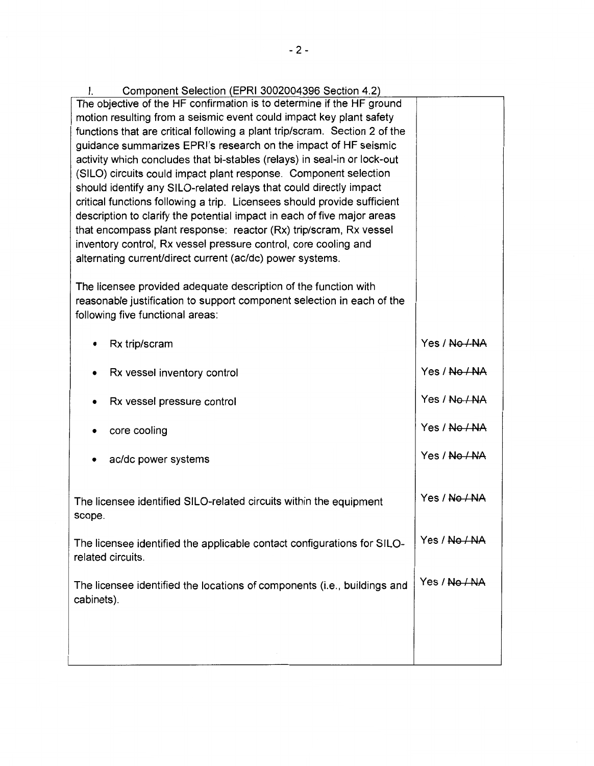I. Component Selection (EPRI 3002004396 Section 4.2)

| | |
|---|---|
| The objective of the HF confirmation is to determine if the HF ground motion resulting from a seismic event could impact key plant safety functions that are critical following a plant trip/scram. Section 2 of the guidance summarizes EPRI's research on the impact of HF seismic activity which concludes that bi-stables (relays) in seal-in or lock-out (SILO) circuits could impact plant response. Component selection should identify any SILO-related relays that could directly impact critical functions following a trip. Licensees should provide sufficient description to clarify the potential impact in each of five major areas that encompass plant response: reactor (Rx) trip/scram, Rx vessel inventory control, Rx vessel pressure control, core cooling and alternating current/direct current (ac/dc) power systems.<br><br>The licensee provided adequate description of the function with reasonable justification to support component selection in each of the following five functional areas: | |
| • Rx trip/scram | Yes / ~~No / NA~~ |
| • Rx vessel inventory control | Yes / ~~No / NA~~ |
| • Rx vessel pressure control | Yes / ~~No / NA~~ |
| • core cooling | Yes / ~~No / NA~~ |
| • ac/dc power systems | Yes / ~~No / NA~~ |
| The licensee identified SILO-related circuits within the equipment scope. | Yes / ~~No / NA~~ |
| The licensee identified the applicable contact configurations for SILO-related circuits. | Yes / ~~No / NA~~ |
| The licensee identified the locations of components (i.e., buildings and cabinets). | Yes / ~~No / NA~~ |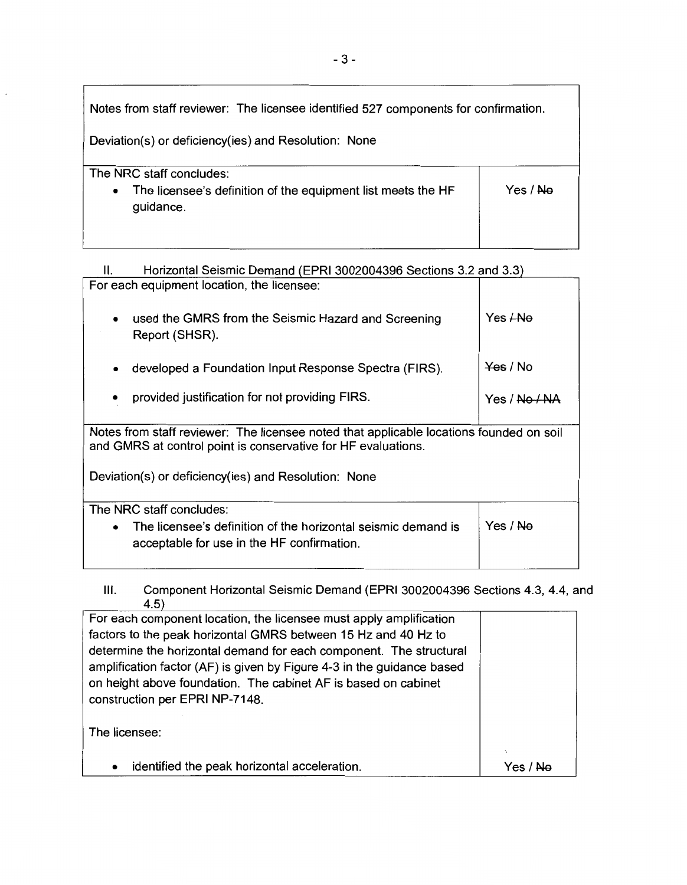| Notes from staff reviewer: The licensee identified 527 components for confirmation.<br><br>Deviation(s) or deficiency(ies) and Resolution: None | |
|---|---|
| The NRC staff concludes:<br>• The licensee's definition of the equipment list meets the HF guidance. | Yes / ~~No~~ |

## II. Horizontal Seismic Demand (EPRI 3002004396 Sections 3.2 and 3.3)

| For each equipment location, the licensee: | |
|---|---|
| • used the GMRS from the Seismic Hazard and Screening Report (SHSR). | Yes ~~/ No~~ |
| • developed a Foundation Input Response Spectra (FIRS). | ~~Yes~~ / No |
| • provided justification for not providing FIRS. | Yes / ~~No / NA~~ |
| Notes from staff reviewer: The licensee noted that applicable locations founded on soil and GMRS at control point is conservative for HF evaluations.<br><br>Deviation(s) or deficiency(ies) and Resolution: None | |
| The NRC staff concludes:<br>• The licensee's definition of the horizontal seismic demand is acceptable for use in the HF confirmation. | Yes / ~~No~~ |

## III. Component Horizontal Seismic Demand (EPRI 3002004396 Sections 4.3, 4.4, and 4.5)

| For each component location, the licensee must apply amplification factors to the peak horizontal GMRS between 15 Hz and 40 Hz to determine the horizontal demand for each component. The structural amplification factor (AF) is given by Figure 4-3 in the guidance based on height above foundation. The cabinet AF is based on cabinet construction per EPRI NP-7148.<br><br>The licensee: | |
|---|---|
| • identified the peak horizontal acceleration. | Yes / ~~No~~ |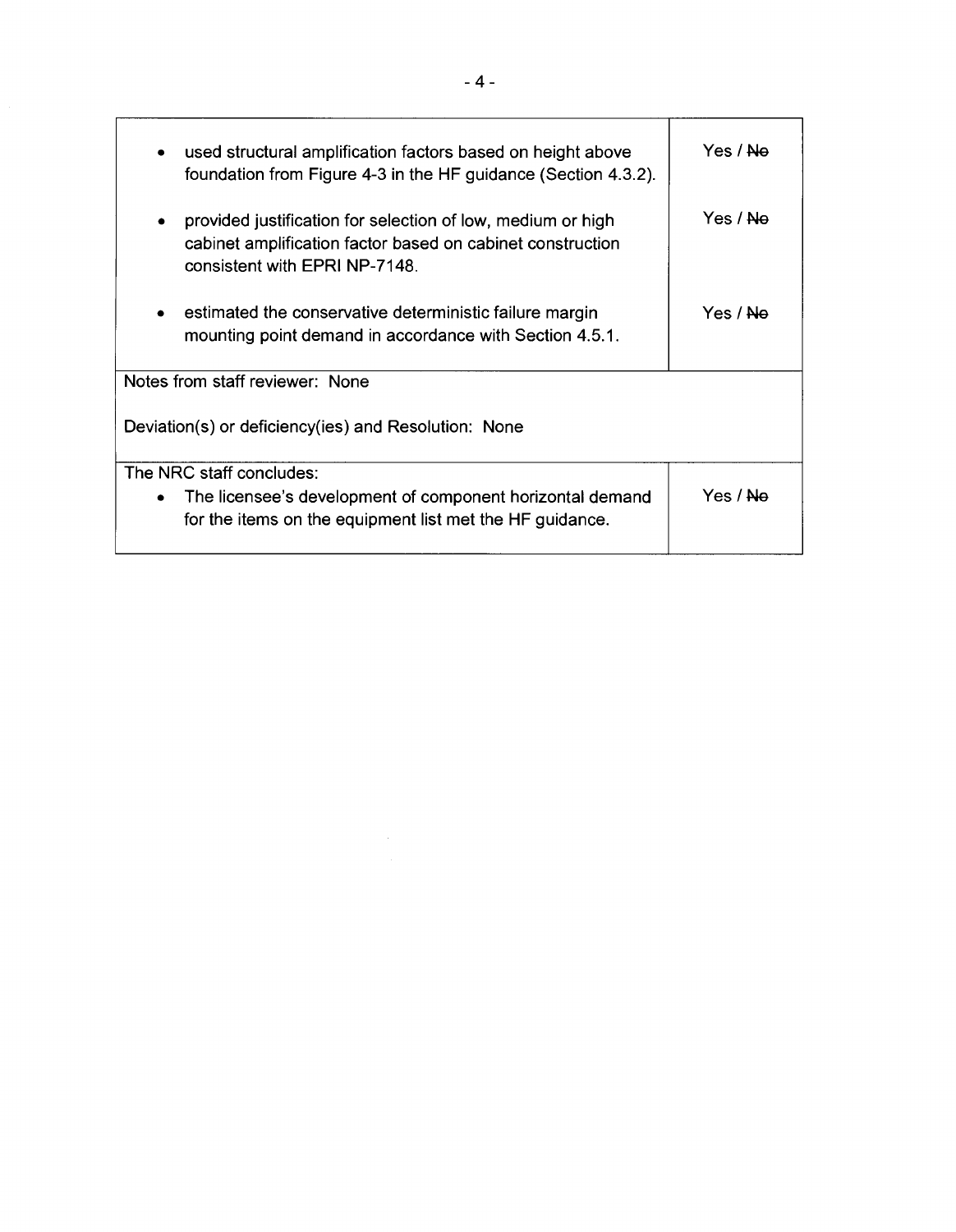| | |
|---|---|
| • used structural amplification factors based on height above foundation from Figure 4-3 in the HF guidance (Section 4.3.2). | Yes / ~~No~~ |
| • provided justification for selection of low, medium or high cabinet amplification factor based on cabinet construction consistent with EPRI NP-7148. | Yes / ~~No~~ |
| • estimated the conservative deterministic failure margin mounting point demand in accordance with Section 4.5.1. | Yes / ~~No~~ |
| Notes from staff reviewer: None<br><br>Deviation(s) or deficiency(ies) and Resolution: None | |
| The NRC staff concludes:<br>• The licensee's development of component horizontal demand for the items on the equipment list met the HF guidance. | Yes / ~~No~~ |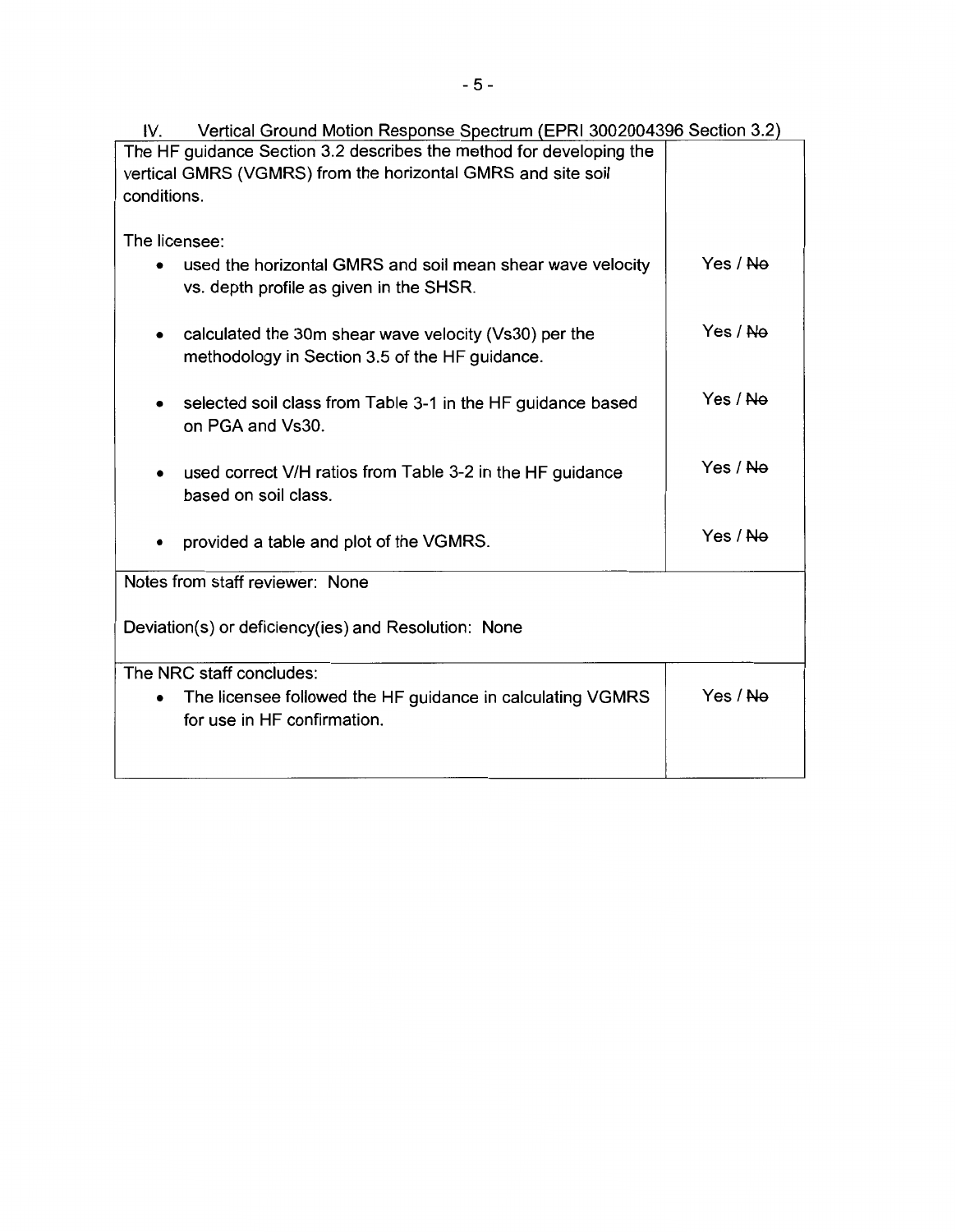IV. Vertical Ground Motion Response Spectrum (EPRI 3002004396 Section 3.2)

| The HF guidance Section 3.2 describes the method for developing the vertical GMRS (VGMRS) from the horizontal GMRS and site soil conditions. | |
|---|---|
| The licensee: | |
| • used the horizontal GMRS and soil mean shear wave velocity vs. depth profile as given in the SHSR. | Yes / ~~No~~ |
| • calculated the 30m shear wave velocity (Vs30) per the methodology in Section 3.5 of the HF guidance. | Yes / ~~No~~ |
| • selected soil class from Table 3-1 in the HF guidance based on PGA and Vs30. | Yes / ~~No~~ |
| • used correct V/H ratios from Table 3-2 in the HF guidance based on soil class. | Yes / ~~No~~ |
| • provided a table and plot of the VGMRS. | Yes / ~~No~~ |
| Notes from staff reviewer: None<br><br>Deviation(s) or deficiency(ies) and Resolution: None | |
| The NRC staff concludes:<br>• The licensee followed the HF guidance in calculating VGMRS for use in HF confirmation. | Yes / ~~No~~ |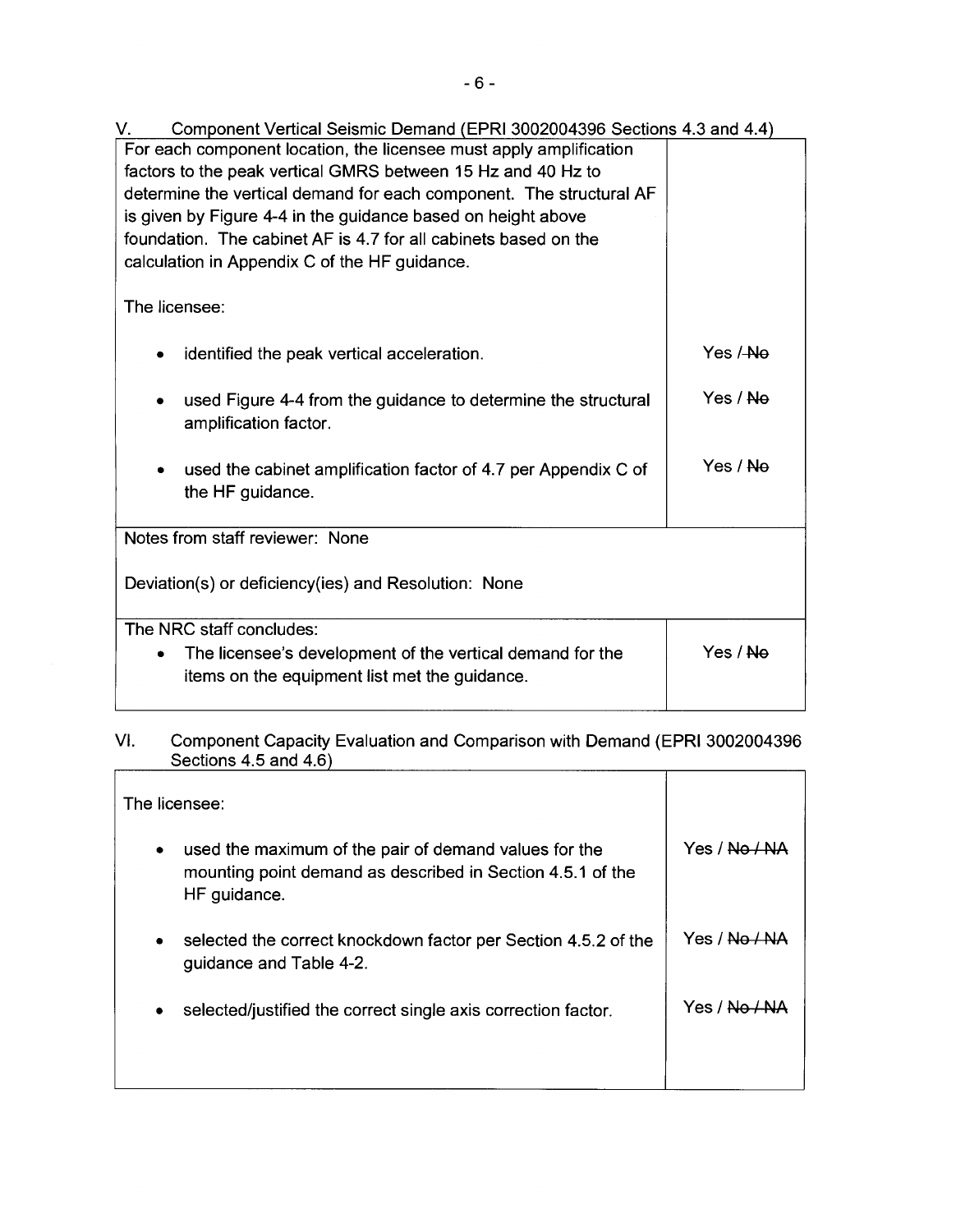## V. Component Vertical Seismic Demand (EPRI 3002004396 Sections 4.3 and 4.4)

| For each component location, the licensee must apply amplification factors to the peak vertical GMRS between 15 Hz and 40 Hz to determine the vertical demand for each component. The structural AF is given by Figure 4-4 in the guidance based on height above foundation. The cabinet AF is 4.7 for all cabinets based on the calculation in Appendix C of the HF guidance.<br><br>The licensee: | |
|---|---|
| • identified the peak vertical acceleration. | Yes / ~~No~~ |
| • used Figure 4-4 from the guidance to determine the structural amplification factor. | Yes / ~~No~~ |
| • used the cabinet amplification factor of 4.7 per Appendix C of the HF guidance. | Yes / ~~No~~ |
| Notes from staff reviewer: None<br><br>Deviation(s) or deficiency(ies) and Resolution: None | |
| The NRC staff concludes:<br>• The licensee's development of the vertical demand for the items on the equipment list met the guidance. | Yes / ~~No~~ |

## VI. Component Capacity Evaluation and Comparison with Demand (EPRI 3002004396 Sections 4.5 and 4.6)

| The licensee: | |
|---|---|
| • used the maximum of the pair of demand values for the mounting point demand as described in Section 4.5.1 of the HF guidance. | Yes / ~~No / NA~~ |
| • selected the correct knockdown factor per Section 4.5.2 of the guidance and Table 4-2. | Yes / ~~No / NA~~ |
| • selected/justified the correct single axis correction factor. | Yes / ~~No / NA~~ |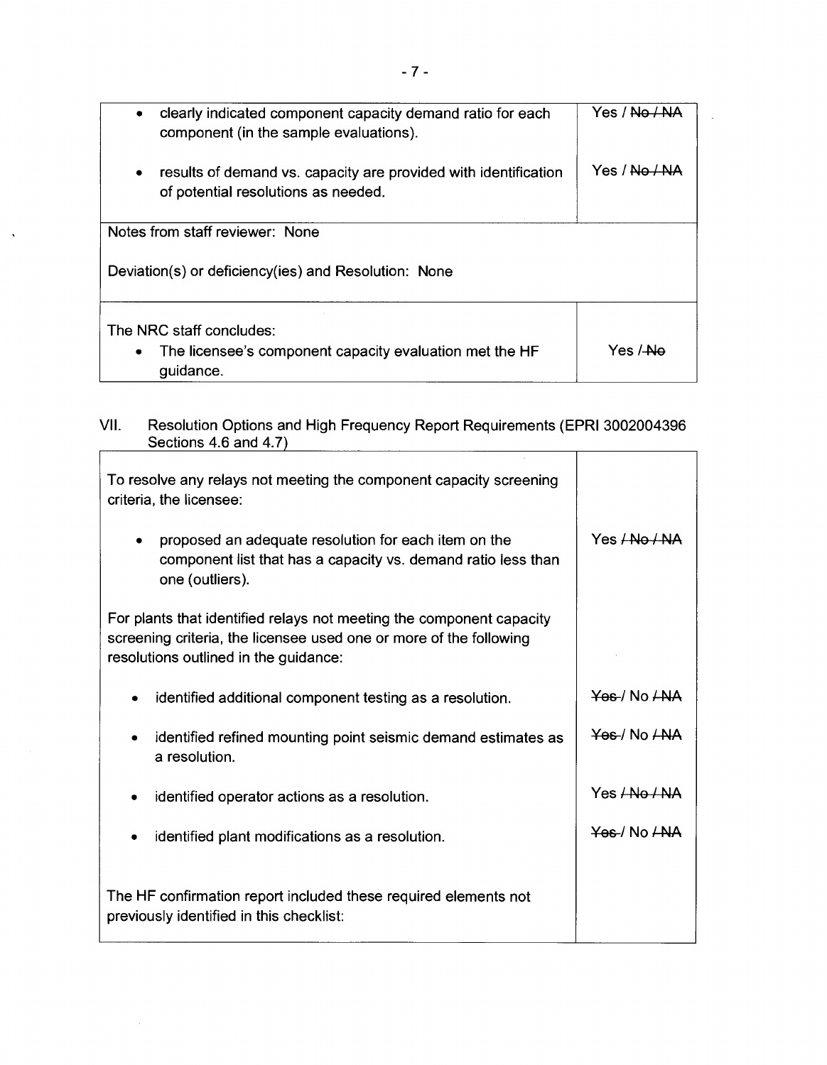| | |
|---|---|
| • clearly indicated component capacity demand ratio for each component (in the sample evaluations). | Yes / ~~No / NA~~ |
| • results of demand vs. capacity are provided with identification of potential resolutions as needed. | Yes / ~~No / NA~~ |
| Notes from staff reviewer: None<br><br>Deviation(s) or deficiency(ies) and Resolution: None | |
| The NRC staff concludes:<br>• The licensee's component capacity evaluation met the HF guidance. | Yes / ~~No~~ |

VII. Resolution Options and High Frequency Report Requirements (EPRI 3002004396 Sections 4.6 and 4.7)

| | |
|---|---|
| To resolve any relays not meeting the component capacity screening criteria, the licensee: | |
| • proposed an adequate resolution for each item on the component list that has a capacity vs. demand ratio less than one (outliers). | Yes ~~/ No / NA~~ |
| For plants that identified relays not meeting the component capacity screening criteria, the licensee used one or more of the following resolutions outlined in the guidance: | |
| • identified additional component testing as a resolution. | ~~Yes~~ / No ~~/ NA~~ |
| • identified refined mounting point seismic demand estimates as a resolution. | ~~Yes~~ / No ~~/ NA~~ |
| • identified operator actions as a resolution. | Yes ~~/ No / NA~~ |
| • identified plant modifications as a resolution. | ~~Yes~~ / No ~~/ NA~~ |
| The HF confirmation report included these required elements not previously identified in this checklist: | |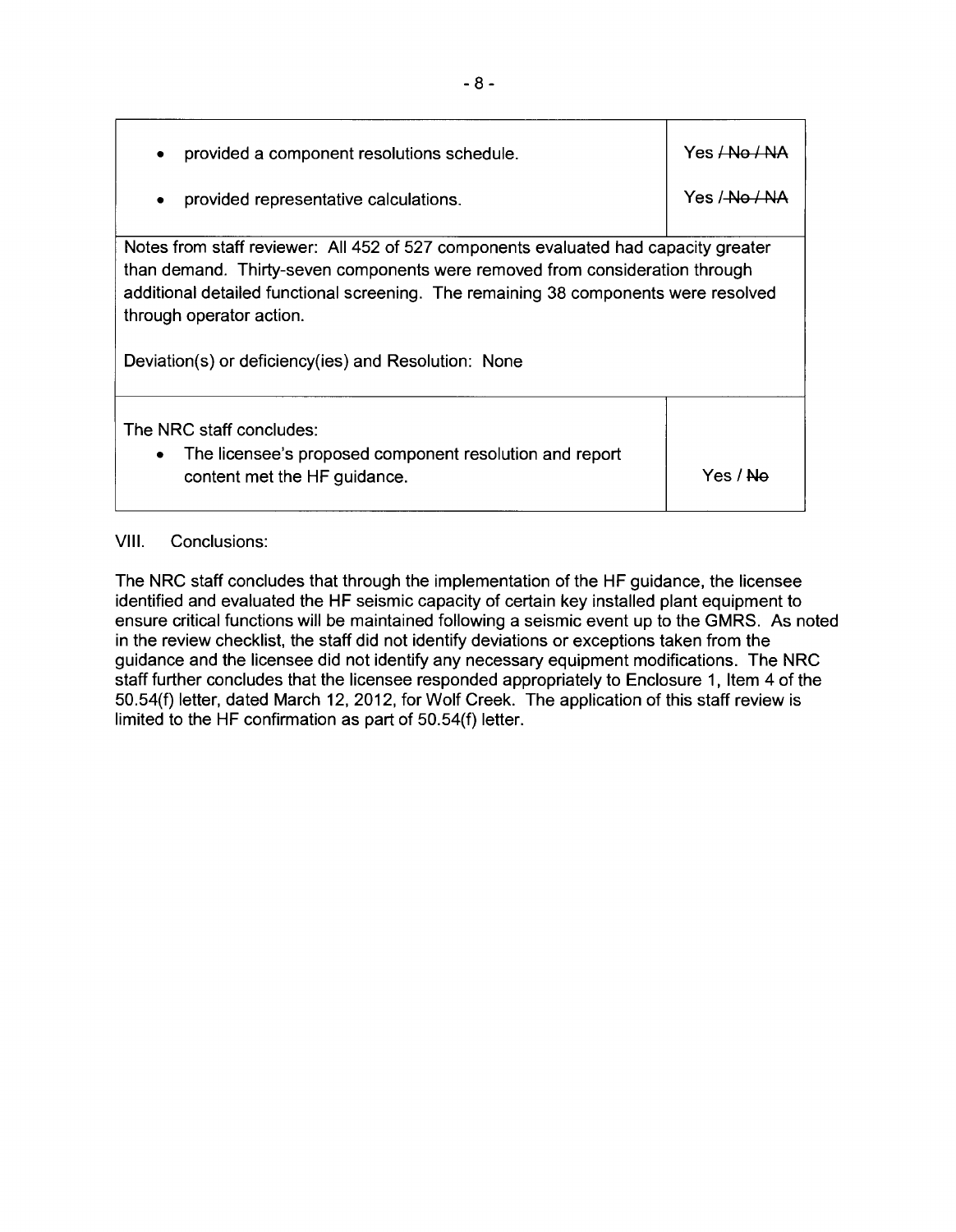| | |
|---|---|
| • provided a component resolutions schedule. | Yes / ~~No / NA~~ |
| • provided representative calculations. | Yes / ~~No / NA~~ |
| Notes from staff reviewer: All 452 of 527 components evaluated had capacity greater than demand. Thirty-seven components were removed from consideration through additional detailed functional screening. The remaining 38 components were resolved through operator action.<br><br>Deviation(s) or deficiency(ies) and Resolution: None | |
| The NRC staff concludes:<br>• The licensee's proposed component resolution and report content met the HF guidance. | Yes / ~~No~~ |

VIII. Conclusions:

The NRC staff concludes that through the implementation of the HF guidance, the licensee identified and evaluated the HF seismic capacity of certain key installed plant equipment to ensure critical functions will be maintained following a seismic event up to the GMRS. As noted in the review checklist, the staff did not identify deviations or exceptions taken from the guidance and the licensee did not identify any necessary equipment modifications. The NRC staff further concludes that the licensee responded appropriately to Enclosure 1, Item 4 of the 50.54(f) letter, dated March 12, 2012, for Wolf Creek. The application of this staff review is limited to the HF confirmation as part of 50.54(f) letter.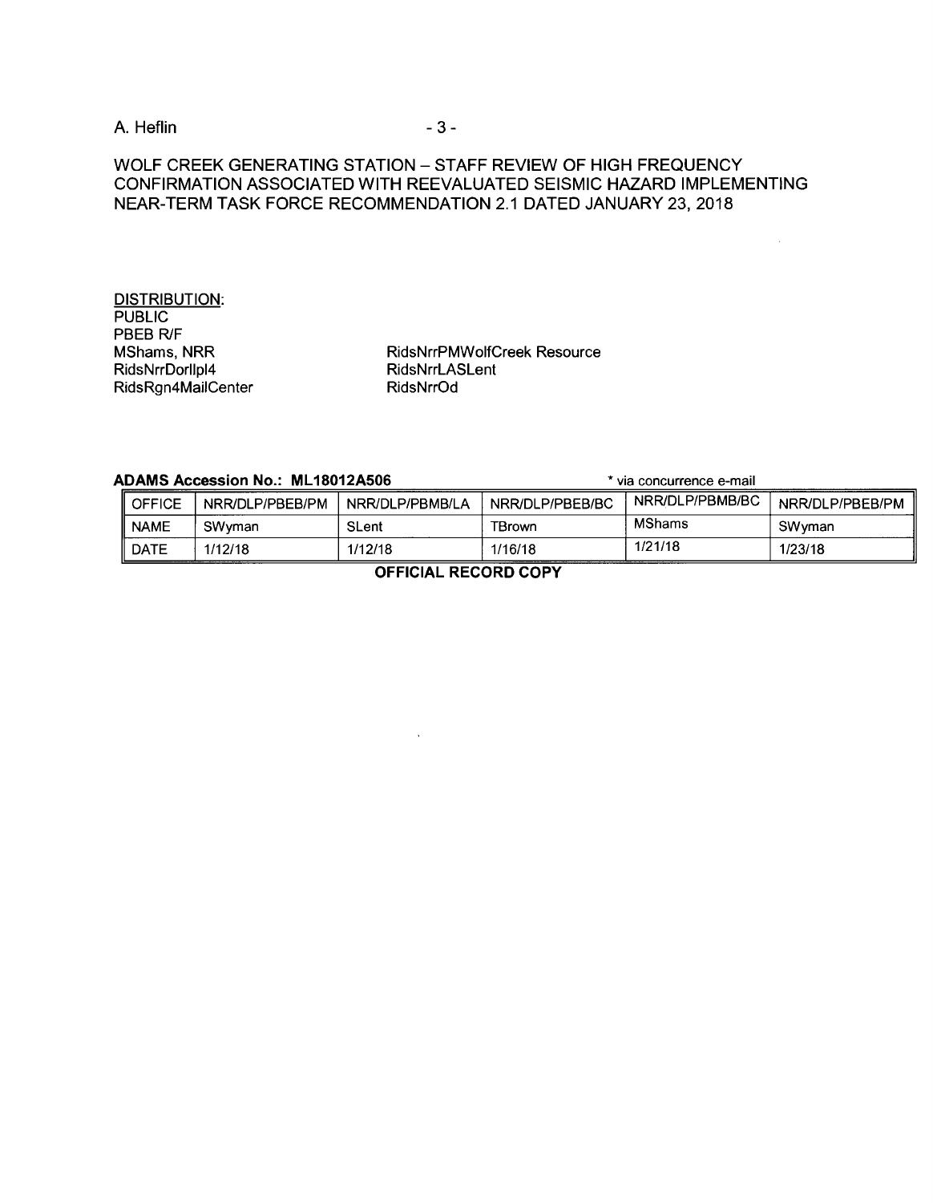WOLF CREEK GENERATING STATION – STAFF REVIEW OF HIGH FREQUENCY CONFIRMATION ASSOCIATED WITH REEVALUATED SEISMIC HAZARD IMPLEMENTING NEAR-TERM TASK FORCE RECOMMENDATION 2.1 DATED JANUARY 23, 2018

DISTRIBUTION:
PUBLIC
PBEB R/F
MShams, NRR
RidsNrrDorllpl4
RidsRgn4MailCenter
RidsNrrPMWolfCreek Resource
RidsNrrLASLent
RidsNrrOd

**ADAMS Accession No.: ML18012A506** * via concurrence e-mail

| OFFICE | NRR/DLP/PBEB/PM | NRR/DLP/PBMB/LA | NRR/DLP/PBEB/BC | NRR/DLP/PBMB/BC | NRR/DLP/PBEB/PM |
|---|---|---|---|---|---|
| NAME | SWyman | SLent | TBrown | MShams | SWyman |
| DATE | 1/12/18 | 1/12/18 | 1/16/18 | 1/21/18 | 1/23/18 |

**OFFICIAL RECORD COPY**